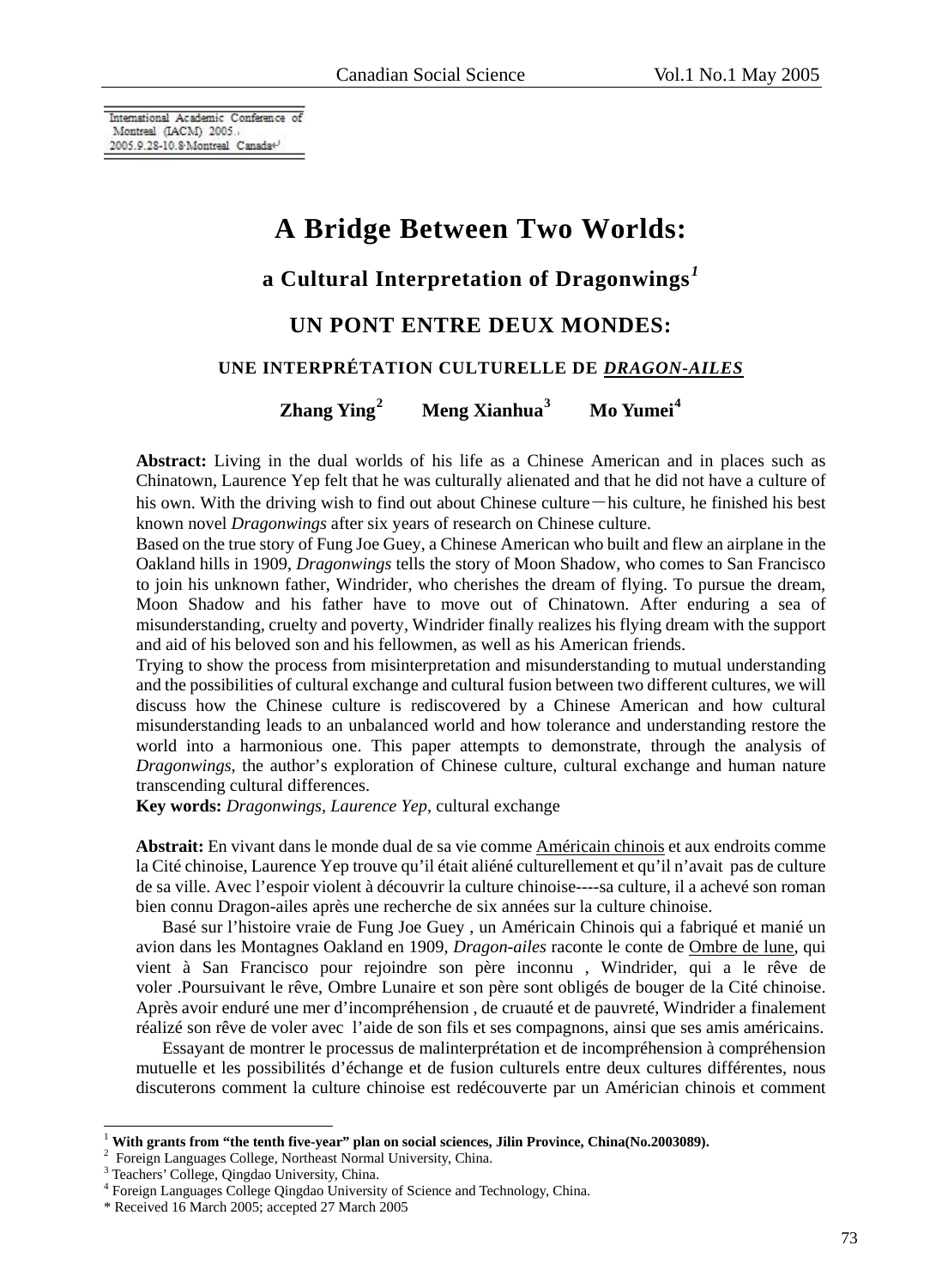International Academic Conference of Montreal (IACM) 2005.
2005.9.28-10.8·Montreal Canada

# A Bridge Between Two Worlds:

## a Cultural Interpretation of Dragonwings[1]

# UN PONT ENTRE DEUX MONDES:

## UNE INTERPRÉTATION CULTURELLE DE *DRAGON-AILES*

**Zhang Ying[2] Meng Xianhua[3] Mo Yumei[4]**

**Abstract:** Living in the dual worlds of his life as a Chinese American and in places such as Chinatown, Laurence Yep felt that he was culturally alienated and that he did not have a culture of his own. With the driving wish to find out about Chinese culture—his culture, he finished his best known novel *Dragonwings* after six years of research on Chinese culture.

Based on the true story of Fung Joe Guey, a Chinese American who built and flew an airplane in the Oakland hills in 1909, *Dragonwings* tells the story of Moon Shadow, who comes to San Francisco to join his unknown father, Windrider, who cherishes the dream of flying. To pursue the dream, Moon Shadow and his father have to move out of Chinatown. After enduring a sea of misunderstanding, cruelty and poverty, Windrider finally realizes his flying dream with the support and aid of his beloved son and his fellowmen, as well as his American friends.

Trying to show the process from misinterpretation and misunderstanding to mutual understanding and the possibilities of cultural exchange and cultural fusion between two different cultures, we will discuss how the Chinese culture is rediscovered by a Chinese American and how cultural misunderstanding leads to an unbalanced world and how tolerance and understanding restore the world into a harmonious one. This paper attempts to demonstrate, through the analysis of *Dragonwings*, the author's exploration of Chinese culture, cultural exchange and human nature transcending cultural differences.

**Key words:** *Dragonwings*, *Laurence Yep*, cultural exchange

**Abstrait:** En vivant dans le monde dual de sa vie comme Américain chinois et aux endroits comme la Cité chinoise, Laurence Yep trouve qu'il était aliéné culturellement et qu'il n'avait pas de culture de sa ville. Avec l'espoir violent à découvrir la culture chinoise----sa culture, il a achevé son roman bien connu Dragon-ailes après une recherche de six années sur la culture chinoise.

Basé sur l'histoire vraie de Fung Joe Guey , un Américain Chinois qui a fabriqué et manié un avion dans les Montagnes Oakland en 1909, *Dragon-ailes* raconte le conte de Ombre de lune, qui vient à San Francisco pour rejoindre son père inconnu , Windrider, qui a le rêve de voler .Poursuivant le rêve, Ombre Lunaire et son père sont obligés de bouger de la Cité chinoise. Après avoir enduré une mer d'incompréhension , de cruauté et de pauvreté, Windrider a finalement réalizé son rêve de voler avec l'aide de son fils et ses compagnons, ainsi que ses amis américains.

Essayant de montrer le processus de malinterprétation et de incompréhension à compréhension mutuelle et les possibilités d'échange et de fusion culturels entre deux cultures différentes, nous discuterons comment la culture chinoise est redécouverte par un Américian chinois et comment

---

[1] **With grants from "the tenth five-year" plan on social sciences, Jilin Province, China(No.2003089).**

[2] Foreign Languages College, Northeast Normal University, China.

[3] Teachers' College, Qingdao University, China.

[4] Foreign Languages College Qingdao University of Science and Technology, China.

\* Received 16 March 2005; accepted 27 March 2005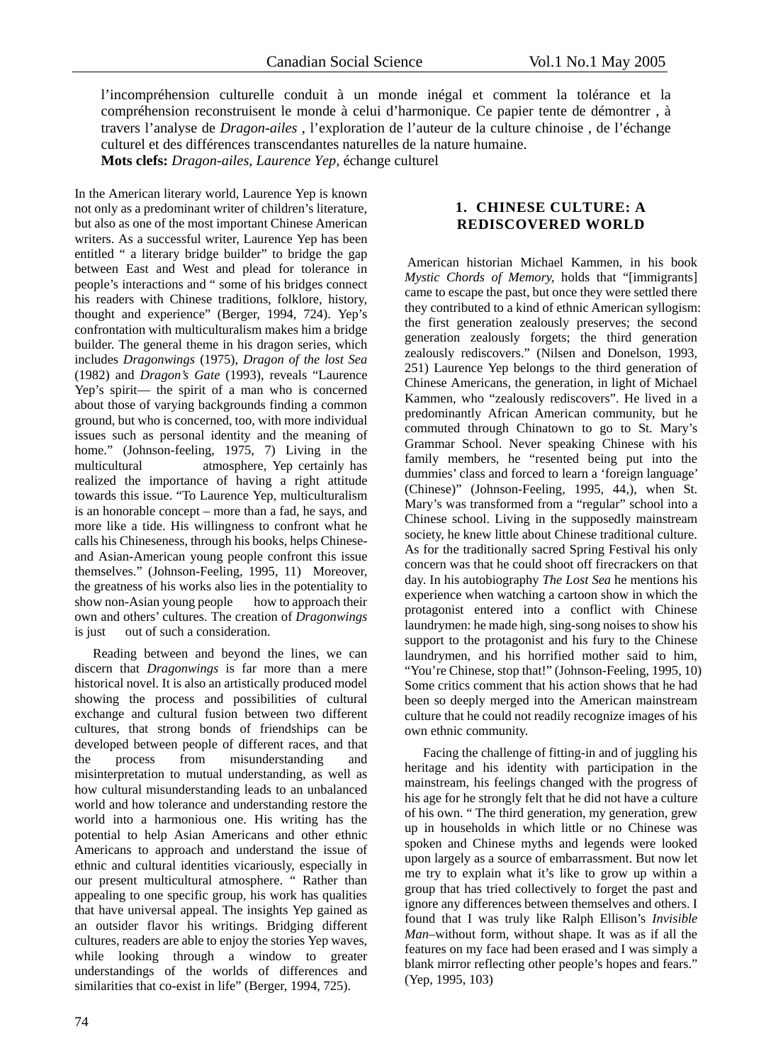l'incompréhension culturelle conduit à un monde inégal et comment la tolérance et la compréhension reconstruisent le monde à celui d'harmonique. Ce papier tente de démontrer , à travers l'analyse de *Dragon-ailes* , l'exploration de l'auteur de la culture chinoise , de l'échange culturel et des différences transcendantes naturelles de la nature humaine.

**Mots clefs:** *Dragon-ailes*, *Laurence Yep*, échange culturel

In the American literary world, Laurence Yep is known not only as a predominant writer of children's literature, but also as one of the most important Chinese American writers. As a successful writer, Laurence Yep has been entitled " a literary bridge builder" to bridge the gap between East and West and plead for tolerance in people's interactions and " some of his bridges connect his readers with Chinese traditions, folklore, history, thought and experience" (Berger, 1994, 724). Yep's confrontation with multiculturalism makes him a bridge builder. The general theme in his dragon series, which includes *Dragonwings* (1975), *Dragon of the lost Sea* (1982) and *Dragon's Gate* (1993), reveals "Laurence Yep's spirit— the spirit of a man who is concerned about those of varying backgrounds finding a common ground, but who is concerned, too, with more individual issues such as personal identity and the meaning of home." (Johnson-feeling, 1975, 7) Living in the multicultural atmosphere, Yep certainly has realized the importance of having a right attitude towards this issue. "To Laurence Yep, multiculturalism is an honorable concept – more than a fad, he says, and more like a tide. His willingness to confront what he calls his Chineseness, through his books, helps Chinese- and Asian-American young people confront this issue themselves." (Johnson-Feeling, 1995, 11) Moreover, the greatness of his works also lies in the potentiality to show non-Asian young people how to approach their own and others' cultures. The creation of *Dragonwings* is just out of such a consideration.

Reading between and beyond the lines, we can discern that *Dragonwings* is far more than a mere historical novel. It is also an artistically produced model showing the process and possibilities of cultural exchange and cultural fusion between two different cultures, that strong bonds of friendships can be developed between people of different races, and that the process from misunderstanding and misinterpretation to mutual understanding, as well as how cultural misunderstanding leads to an unbalanced world and how tolerance and understanding restore the world into a harmonious one. His writing has the potential to help Asian Americans and other ethnic Americans to approach and understand the issue of ethnic and cultural identities vicariously, especially in our present multicultural atmosphere. " Rather than appealing to one specific group, his work has qualities that have universal appeal. The insights Yep gained as an outsider flavor his writings. Bridging different cultures, readers are able to enjoy the stories Yep waves, while looking through a window to greater understandings of the worlds of differences and similarities that co-exist in life" (Berger, 1994, 725).

## 1. CHINESE CULTURE: A REDISCOVERED WORLD

American historian Michael Kammen, in his book *Mystic Chords of Memory*, holds that "[immigrants] came to escape the past, but once they were settled there they contributed to a kind of ethnic American syllogism: the first generation zealously preserves; the second generation zealously forgets; the third generation zealously rediscovers." (Nilsen and Donelson, 1993, 251) Laurence Yep belongs to the third generation of Chinese Americans, the generation, in light of Michael Kammen, who "zealously rediscovers". He lived in a predominantly African American community, but he commuted through Chinatown to go to St. Mary's Grammar School. Never speaking Chinese with his family members, he "resented being put into the dummies' class and forced to learn a 'foreign language' (Chinese)" (Johnson-Feeling, 1995, 44,), when St. Mary's was transformed from a "regular" school into a Chinese school. Living in the supposedly mainstream society, he knew little about Chinese traditional culture. As for the traditionally sacred Spring Festival his only concern was that he could shoot off firecrackers on that day. In his autobiography *The Lost Sea* he mentions his experience when watching a cartoon show in which the protagonist entered into a conflict with Chinese laundrymen: he made high, sing-song noises to show his support to the protagonist and his fury to the Chinese laundrymen, and his horrified mother said to him, "You're Chinese, stop that!" (Johnson-Feeling, 1995, 10) Some critics comment that his action shows that he had been so deeply merged into the American mainstream culture that he could not readily recognize images of his own ethnic community.

Facing the challenge of fitting-in and of juggling his heritage and his identity with participation in the mainstream, his feelings changed with the progress of his age for he strongly felt that he did not have a culture of his own. " The third generation, my generation, grew up in households in which little or no Chinese was spoken and Chinese myths and legends were looked upon largely as a source of embarrassment. But now let me try to explain what it's like to grow up within a group that has tried collectively to forget the past and ignore any differences between themselves and others. I found that I was truly like Ralph Ellison's *Invisible Man*–without form, without shape. It was as if all the features on my face had been erased and I was simply a blank mirror reflecting other people's hopes and fears." (Yep, 1995, 103)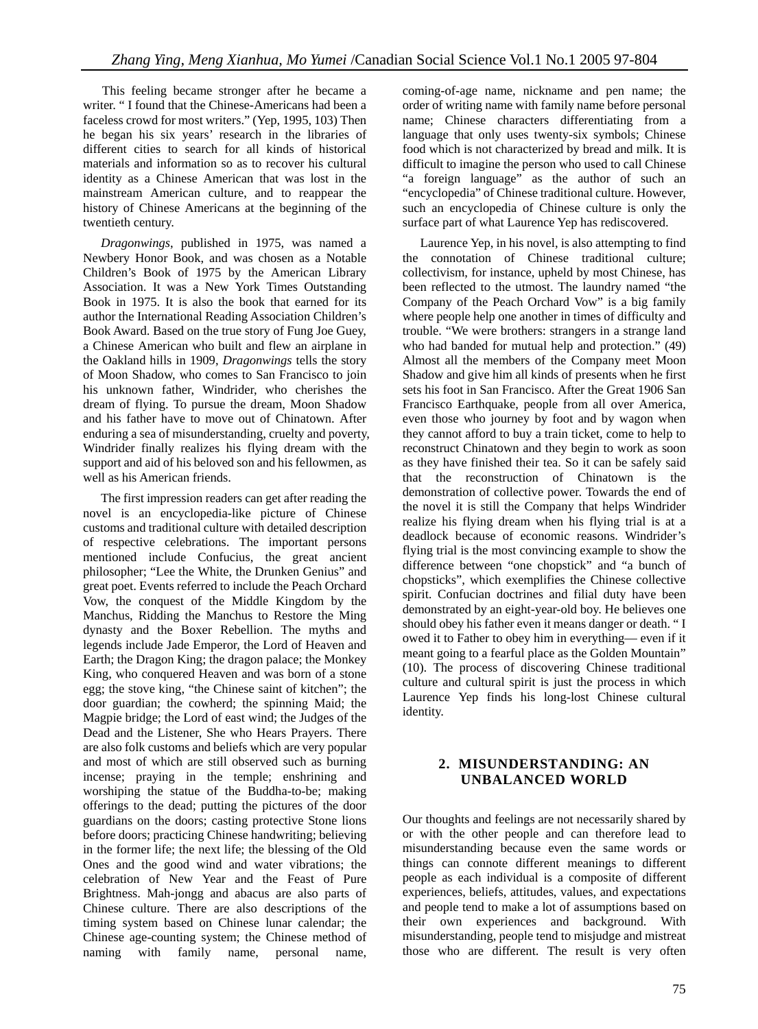This feeling became stronger after he became a writer. " I found that the Chinese-Americans had been a faceless crowd for most writers." (Yep, 1995, 103) Then he began his six years' research in the libraries of different cities to search for all kinds of historical materials and information so as to recover his cultural identity as a Chinese American that was lost in the mainstream American culture, and to reappear the history of Chinese Americans at the beginning of the twentieth century.

*Dragonwings*, published in 1975, was named a Newbery Honor Book, and was chosen as a Notable Children's Book of 1975 by the American Library Association. It was a New York Times Outstanding Book in 1975. It is also the book that earned for its author the International Reading Association Children's Book Award. Based on the true story of Fung Joe Guey, a Chinese American who built and flew an airplane in the Oakland hills in 1909, *Dragonwings* tells the story of Moon Shadow, who comes to San Francisco to join his unknown father, Windrider, who cherishes the dream of flying. To pursue the dream, Moon Shadow and his father have to move out of Chinatown. After enduring a sea of misunderstanding, cruelty and poverty, Windrider finally realizes his flying dream with the support and aid of his beloved son and his fellowmen, as well as his American friends.

The first impression readers can get after reading the novel is an encyclopedia-like picture of Chinese customs and traditional culture with detailed description of respective celebrations. The important persons mentioned include Confucius, the great ancient philosopher; "Lee the White, the Drunken Genius" and great poet. Events referred to include the Peach Orchard Vow, the conquest of the Middle Kingdom by the Manchus, Ridding the Manchus to Restore the Ming dynasty and the Boxer Rebellion. The myths and legends include Jade Emperor, the Lord of Heaven and Earth; the Dragon King; the dragon palace; the Monkey King, who conquered Heaven and was born of a stone egg; the stove king, "the Chinese saint of kitchen"; the door guardian; the cowherd; the spinning Maid; the Magpie bridge; the Lord of east wind; the Judges of the Dead and the Listener, She who Hears Prayers. There are also folk customs and beliefs which are very popular and most of which are still observed such as burning incense; praying in the temple; enshrining and worshiping the statue of the Buddha-to-be; making offerings to the dead; putting the pictures of the door guardians on the doors; casting protective Stone lions before doors; practicing Chinese handwriting; believing in the former life; the next life; the blessing of the Old Ones and the good wind and water vibrations; the celebration of New Year and the Feast of Pure Brightness. Mah-jongg and abacus are also parts of Chinese culture. There are also descriptions of the timing system based on Chinese lunar calendar; the Chinese age-counting system; the Chinese method of naming with family name, personal name, coming-of-age name, nickname and pen name; the order of writing name with family name before personal name; Chinese characters differentiating from a language that only uses twenty-six symbols; Chinese food which is not characterized by bread and milk. It is difficult to imagine the person who used to call Chinese "a foreign language" as the author of such an "encyclopedia" of Chinese traditional culture. However, such an encyclopedia of Chinese culture is only the surface part of what Laurence Yep has rediscovered.

Laurence Yep, in his novel, is also attempting to find the connotation of Chinese traditional culture; collectivism, for instance, upheld by most Chinese, has been reflected to the utmost. The laundry named "the Company of the Peach Orchard Vow" is a big family where people help one another in times of difficulty and trouble. "We were brothers: strangers in a strange land who had banded for mutual help and protection." (49) Almost all the members of the Company meet Moon Shadow and give him all kinds of presents when he first sets his foot in San Francisco. After the Great 1906 San Francisco Earthquake, people from all over America, even those who journey by foot and by wagon when they cannot afford to buy a train ticket, come to help to reconstruct Chinatown and they begin to work as soon as they have finished their tea. So it can be safely said that the reconstruction of Chinatown is the demonstration of collective power. Towards the end of the novel it is still the Company that helps Windrider realize his flying dream when his flying trial is at a deadlock because of economic reasons. Windrider's flying trial is the most convincing example to show the difference between "one chopstick" and "a bunch of chopsticks", which exemplifies the Chinese collective spirit. Confucian doctrines and filial duty have been demonstrated by an eight-year-old boy. He believes one should obey his father even it means danger or death. " I owed it to Father to obey him in everything— even if it meant going to a fearful place as the Golden Mountain" (10). The process of discovering Chinese traditional culture and cultural spirit is just the process in which Laurence Yep finds his long-lost Chinese cultural identity.

## 2. MISUNDERSTANDING: AN UNBALANCED WORLD

Our thoughts and feelings are not necessarily shared by or with the other people and can therefore lead to misunderstanding because even the same words or things can connote different meanings to different people as each individual is a composite of different experiences, beliefs, attitudes, values, and expectations and people tend to make a lot of assumptions based on their own experiences and background. With misunderstanding, people tend to misjudge and mistreat those who are different. The result is very often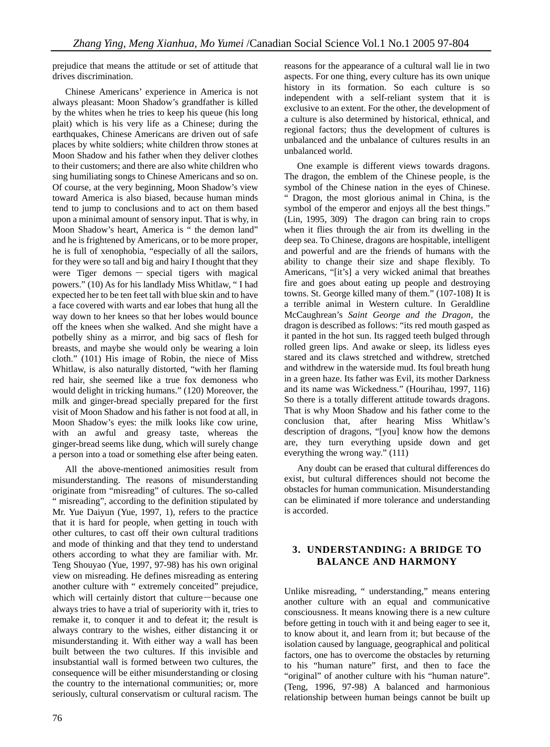prejudice that means the attitude or set of attitude that drives discrimination.

Chinese Americans' experience in America is not always pleasant: Moon Shadow's grandfather is killed by the whites when he tries to keep his queue (his long plait) which is his very life as a Chinese; during the earthquakes, Chinese Americans are driven out of safe places by white soldiers; white children throw stones at Moon Shadow and his father when they deliver clothes to their customers; and there are also white children who sing humiliating songs to Chinese Americans and so on. Of course, at the very beginning, Moon Shadow's view toward America is also biased, because human minds tend to jump to conclusions and to act on them based upon a minimal amount of sensory input. That is why, in Moon Shadow's heart, America is " the demon land" and he is frightened by Americans, or to be more proper, he is full of xenophobia, "especially of all the sailors, for they were so tall and big and hairy I thought that they were Tiger demons — special tigers with magical powers." (10) As for his landlady Miss Whitlaw, " I had expected her to be ten feet tall with blue skin and to have a face covered with warts and ear lobes that hung all the way down to her knees so that her lobes would bounce off the knees when she walked. And she might have a potbelly shiny as a mirror, and big sacs of flesh for breasts, and maybe she would only be wearing a loin cloth." (101) His image of Robin, the niece of Miss Whitlaw, is also naturally distorted, "with her flaming red hair, she seemed like a true fox demoness who would delight in tricking humans." (120) Moreover, the milk and ginger-bread specially prepared for the first visit of Moon Shadow and his father is not food at all, in Moon Shadow's eyes: the milk looks like cow urine, with an awful and greasy taste, whereas the ginger-bread seems like dung, which will surely change a person into a toad or something else after being eaten.

All the above-mentioned animosities result from misunderstanding. The reasons of misunderstanding originate from "misreading" of cultures. The so-called " misreading", according to the definition stipulated by Mr. Yue Daiyun (Yue, 1997, 1), refers to the practice that it is hard for people, when getting in touch with other cultures, to cast off their own cultural traditions and mode of thinking and that they tend to understand others according to what they are familiar with. Mr. Teng Shouyao (Yue, 1997, 97-98) has his own original view on misreading. He defines misreading as entering another culture with " extremely conceited" prejudice, which will certainly distort that culture—because one always tries to have a trial of superiority with it, tries to remake it, to conquer it and to defeat it; the result is always contrary to the wishes, either distancing it or misunderstanding it. With either way a wall has been built between the two cultures. If this invisible and insubstantial wall is formed between two cultures, the consequence will be either misunderstanding or closing the country to the international communities; or, more seriously, cultural conservatism or cultural racism. The reasons for the appearance of a cultural wall lie in two aspects. For one thing, every culture has its own unique history in its formation. So each culture is so independent with a self-reliant system that it is exclusive to an extent. For the other, the development of a culture is also determined by historical, ethnical, and regional factors; thus the development of cultures is unbalanced and the unbalance of cultures results in an unbalanced world.

One example is different views towards dragons. The dragon, the emblem of the Chinese people, is the symbol of the Chinese nation in the eyes of Chinese. " Dragon, the most glorious animal in China, is the symbol of the emperor and enjoys all the best things." (Lin, 1995, 309) The dragon can bring rain to crops when it flies through the air from its dwelling in the deep sea. To Chinese, dragons are hospitable, intelligent and powerful and are the friends of humans with the ability to change their size and shape flexibly. To Americans, "[it's] a very wicked animal that breathes fire and goes about eating up people and destroying towns. St. George killed many of them." (107-108) It is a terrible animal in Western culture. In Geraldline McCaughrean's *Saint George and the Dragon*, the dragon is described as follows: "its red mouth gasped as it panted in the hot sun. Its ragged teeth bulged through rolled green lips. And awake or sleep, its lidless eyes stared and its claws stretched and withdrew, stretched and withdrew in the waterside mud. Its foul breath hung in a green haze. Its father was Evil, its mother Darkness and its name was Wickedness." (Hourihau, 1997, 116) So there is a totally different attitude towards dragons. That is why Moon Shadow and his father come to the conclusion that, after hearing Miss Whitlaw's description of dragons, "[you] know how the demons are, they turn everything upside down and get everything the wrong way." (111)

Any doubt can be erased that cultural differences do exist, but cultural differences should not become the obstacles for human communication. Misunderstanding can be eliminated if more tolerance and understanding is accorded.

## 3. UNDERSTANDING: A BRIDGE TO BALANCE AND HARMONY

Unlike misreading, " understanding," means entering another culture with an equal and communicative consciousness. It means knowing there is a new culture before getting in touch with it and being eager to see it, to know about it, and learn from it; but because of the isolation caused by language, geographical and political factors, one has to overcome the obstacles by returning to his "human nature" first, and then to face the "original" of another culture with his "human nature". (Teng, 1996, 97-98) A balanced and harmonious relationship between human beings cannot be built up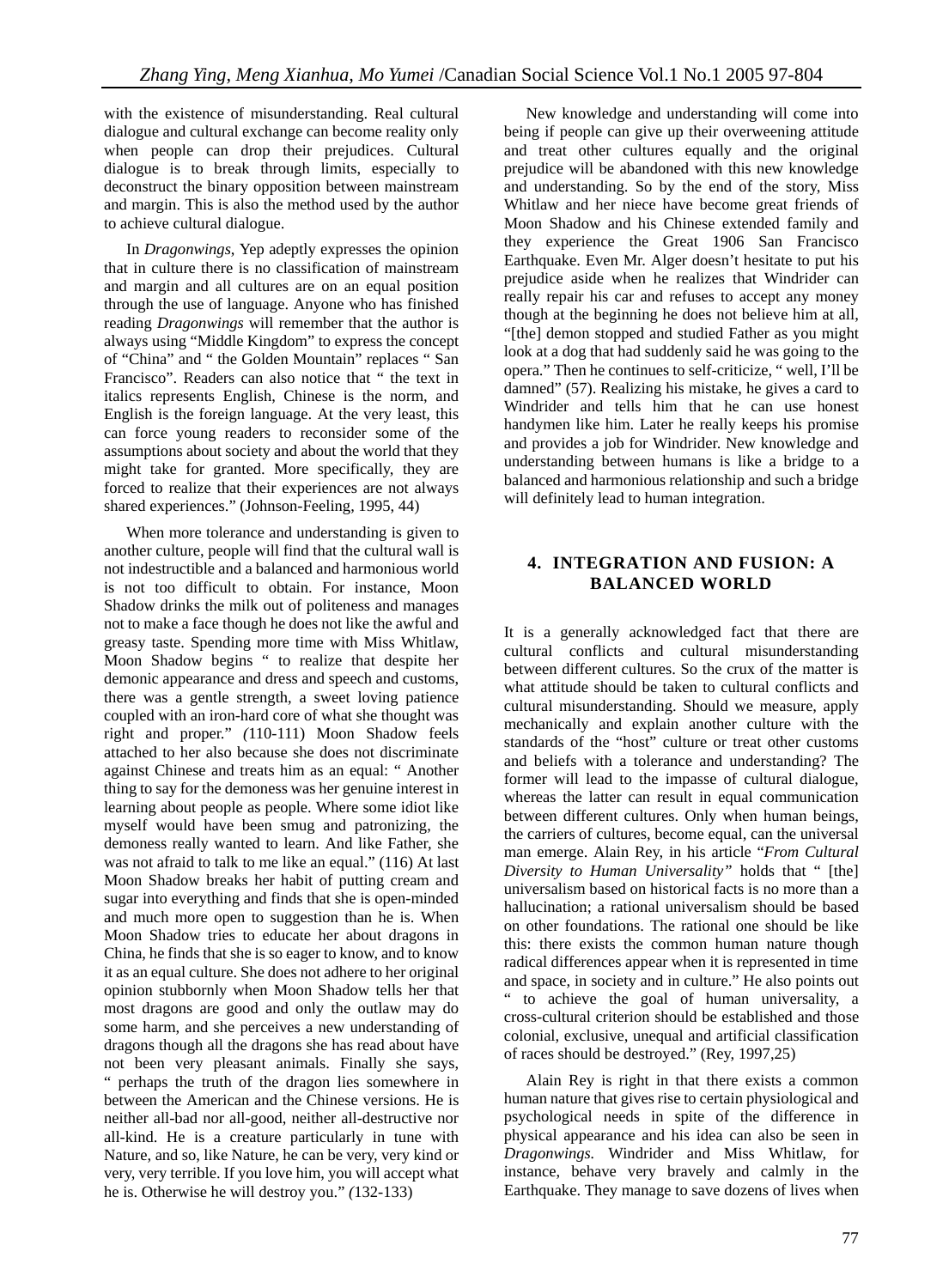with the existence of misunderstanding. Real cultural dialogue and cultural exchange can become reality only when people can drop their prejudices. Cultural dialogue is to break through limits, especially to deconstruct the binary opposition between mainstream and margin. This is also the method used by the author to achieve cultural dialogue.

In *Dragonwings*, Yep adeptly expresses the opinion that in culture there is no classification of mainstream and margin and all cultures are on an equal position through the use of language. Anyone who has finished reading *Dragonwings* will remember that the author is always using "Middle Kingdom" to express the concept of "China" and " the Golden Mountain" replaces " San Francisco". Readers can also notice that " the text in italics represents English, Chinese is the norm, and English is the foreign language. At the very least, this can force young readers to reconsider some of the assumptions about society and about the world that they might take for granted. More specifically, they are forced to realize that their experiences are not always shared experiences." (Johnson-Feeling, 1995, 44)

When more tolerance and understanding is given to another culture, people will find that the cultural wall is not indestructible and a balanced and harmonious world is not too difficult to obtain. For instance, Moon Shadow drinks the milk out of politeness and manages not to make a face though he does not like the awful and greasy taste. Spending more time with Miss Whitlaw, Moon Shadow begins " to realize that despite her demonic appearance and dress and speech and customs, there was a gentle strength, a sweet loving patience coupled with an iron-hard core of what she thought was right and proper." *(*110-111) Moon Shadow feels attached to her also because she does not discriminate against Chinese and treats him as an equal: " Another thing to say for the demoness was her genuine interest in learning about people as people. Where some idiot like myself would have been smug and patronizing, the demoness really wanted to learn. And like Father, she was not afraid to talk to me like an equal." (116) At last Moon Shadow breaks her habit of putting cream and sugar into everything and finds that she is open-minded and much more open to suggestion than he is. When Moon Shadow tries to educate her about dragons in China, he finds that she is so eager to know, and to know it as an equal culture. She does not adhere to her original opinion stubbornly when Moon Shadow tells her that most dragons are good and only the outlaw may do some harm, and she perceives a new understanding of dragons though all the dragons she has read about have not been very pleasant animals. Finally she says, " perhaps the truth of the dragon lies somewhere in between the American and the Chinese versions. He is neither all-bad nor all-good, neither all-destructive nor all-kind. He is a creature particularly in tune with Nature, and so, like Nature, he can be very, very kind or very, very terrible. If you love him, you will accept what he is. Otherwise he will destroy you." *(*132-133)

New knowledge and understanding will come into being if people can give up their overweening attitude and treat other cultures equally and the original prejudice will be abandoned with this new knowledge and understanding. So by the end of the story, Miss Whitlaw and her niece have become great friends of Moon Shadow and his Chinese extended family and they experience the Great 1906 San Francisco Earthquake. Even Mr. Alger doesn't hesitate to put his prejudice aside when he realizes that Windrider can really repair his car and refuses to accept any money though at the beginning he does not believe him at all, "[the] demon stopped and studied Father as you might look at a dog that had suddenly said he was going to the opera." Then he continues to self-criticize, " well, I'll be damned" (57). Realizing his mistake, he gives a card to Windrider and tells him that he can use honest handymen like him. Later he really keeps his promise and provides a job for Windrider. New knowledge and understanding between humans is like a bridge to a balanced and harmonious relationship and such a bridge will definitely lead to human integration.

## 4. INTEGRATION AND FUSION: A BALANCED WORLD

It is a generally acknowledged fact that there are cultural conflicts and cultural misunderstanding between different cultures. So the crux of the matter is what attitude should be taken to cultural conflicts and cultural misunderstanding. Should we measure, apply mechanically and explain another culture with the standards of the "host" culture or treat other customs and beliefs with a tolerance and understanding? The former will lead to the impasse of cultural dialogue, whereas the latter can result in equal communication between different cultures. Only when human beings, the carriers of cultures, become equal, can the universal man emerge. Alain Rey, in his article "*From Cultural Diversity to Human Universality"* holds that " [the] universalism based on historical facts is no more than a hallucination; a rational universalism should be based on other foundations. The rational one should be like this: there exists the common human nature though radical differences appear when it is represented in time and space, in society and in culture." He also points out " to achieve the goal of human universality, a cross-cultural criterion should be established and those colonial, exclusive, unequal and artificial classification of races should be destroyed." (Rey, 1997,25)

Alain Rey is right in that there exists a common human nature that gives rise to certain physiological and psychological needs in spite of the difference in physical appearance and his idea can also be seen in *Dragonwings.* Windrider and Miss Whitlaw, for instance, behave very bravely and calmly in the Earthquake. They manage to save dozens of lives when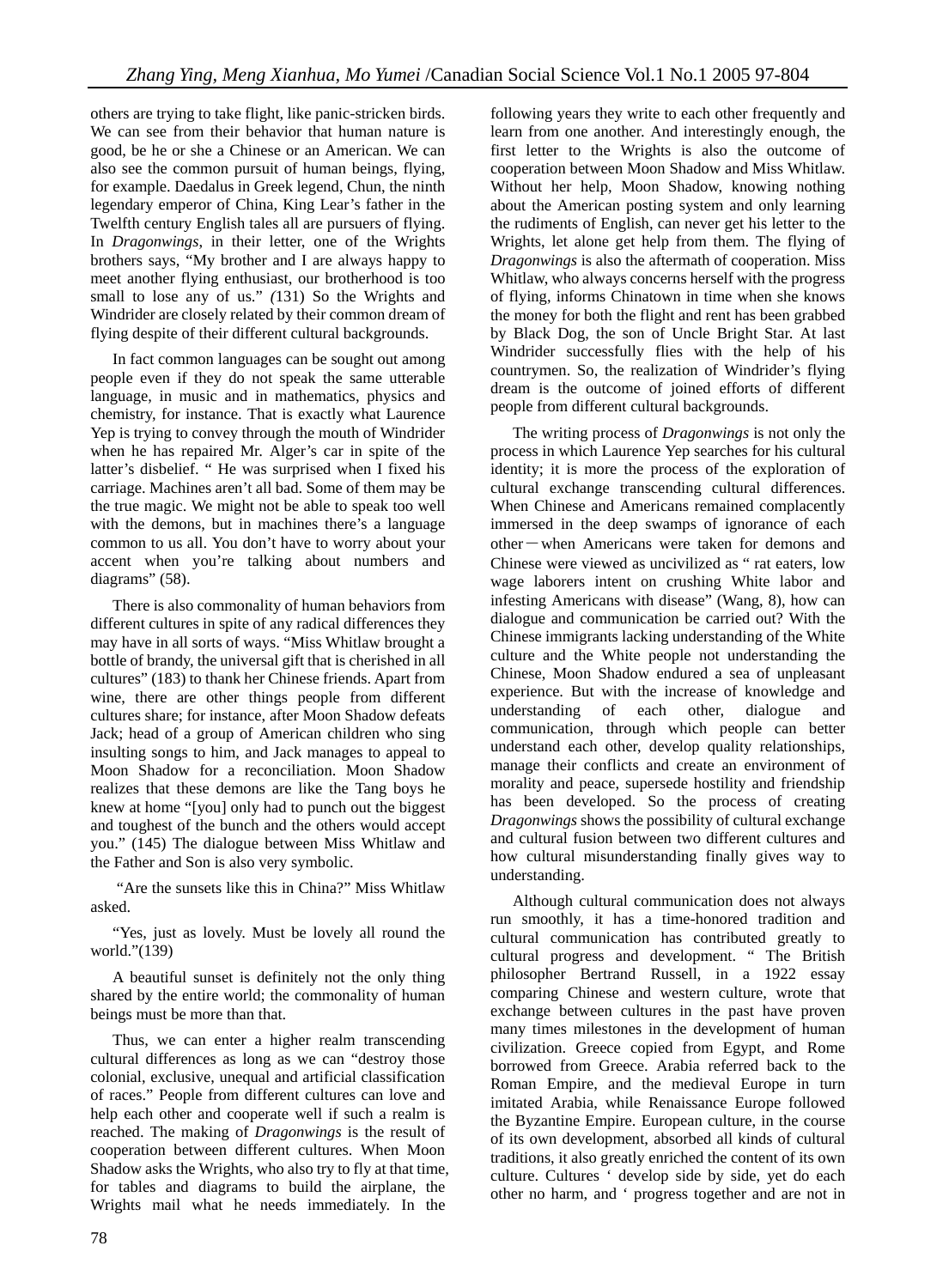others are trying to take flight, like panic-stricken birds. We can see from their behavior that human nature is good, be he or she a Chinese or an American. We can also see the common pursuit of human beings, flying, for example. Daedalus in Greek legend, Chun, the ninth legendary emperor of China, King Lear's father in the Twelfth century English tales all are pursuers of flying. In *Dragonwings*, in their letter, one of the Wrights brothers says, "My brother and I are always happy to meet another flying enthusiast, our brotherhood is too small to lose any of us." *(*131) So the Wrights and Windrider are closely related by their common dream of flying despite of their different cultural backgrounds.

In fact common languages can be sought out among people even if they do not speak the same utterable language, in music and in mathematics, physics and chemistry, for instance. That is exactly what Laurence Yep is trying to convey through the mouth of Windrider when he has repaired Mr. Alger's car in spite of the latter's disbelief. " He was surprised when I fixed his carriage. Machines aren't all bad. Some of them may be the true magic. We might not be able to speak too well with the demons, but in machines there's a language common to us all. You don't have to worry about your accent when you're talking about numbers and diagrams" (58).

There is also commonality of human behaviors from different cultures in spite of any radical differences they may have in all sorts of ways. "Miss Whitlaw brought a bottle of brandy, the universal gift that is cherished in all cultures" (183) to thank her Chinese friends. Apart from wine, there are other things people from different cultures share; for instance, after Moon Shadow defeats Jack; head of a group of American children who sing insulting songs to him, and Jack manages to appeal to Moon Shadow for a reconciliation. Moon Shadow realizes that these demons are like the Tang boys he knew at home "[you] only had to punch out the biggest and toughest of the bunch and the others would accept you." (145) The dialogue between Miss Whitlaw and the Father and Son is also very symbolic.

"Are the sunsets like this in China?" Miss Whitlaw asked.

"Yes, just as lovely. Must be lovely all round the world."(139)

A beautiful sunset is definitely not the only thing shared by the entire world; the commonality of human beings must be more than that.

Thus, we can enter a higher realm transcending cultural differences as long as we can "destroy those colonial, exclusive, unequal and artificial classification of races." People from different cultures can love and help each other and cooperate well if such a realm is reached. The making of *Dragonwings* is the result of cooperation between different cultures. When Moon Shadow asks the Wrights, who also try to fly at that time, for tables and diagrams to build the airplane, the Wrights mail what he needs immediately. In the following years they write to each other frequently and learn from one another. And interestingly enough, the first letter to the Wrights is also the outcome of cooperation between Moon Shadow and Miss Whitlaw. Without her help, Moon Shadow, knowing nothing about the American posting system and only learning the rudiments of English, can never get his letter to the Wrights, let alone get help from them. The flying of *Dragonwings* is also the aftermath of cooperation. Miss Whitlaw, who always concerns herself with the progress of flying, informs Chinatown in time when she knows the money for both the flight and rent has been grabbed by Black Dog, the son of Uncle Bright Star. At last Windrider successfully flies with the help of his countrymen. So, the realization of Windrider's flying dream is the outcome of joined efforts of different people from different cultural backgrounds.

The writing process of *Dragonwings* is not only the process in which Laurence Yep searches for his cultural identity; it is more the process of the exploration of cultural exchange transcending cultural differences. When Chinese and Americans remained complacently immersed in the deep swamps of ignorance of each other－when Americans were taken for demons and Chinese were viewed as uncivilized as " rat eaters, low wage laborers intent on crushing White labor and infesting Americans with disease" (Wang, 8), how can dialogue and communication be carried out? With the Chinese immigrants lacking understanding of the White culture and the White people not understanding the Chinese, Moon Shadow endured a sea of unpleasant experience. But with the increase of knowledge and understanding of each other, dialogue and communication, through which people can better understand each other, develop quality relationships, manage their conflicts and create an environment of morality and peace, supersede hostility and friendship has been developed. So the process of creating *Dragonwings* shows the possibility of cultural exchange and cultural fusion between two different cultures and how cultural misunderstanding finally gives way to understanding.

Although cultural communication does not always run smoothly, it has a time-honored tradition and cultural communication has contributed greatly to cultural progress and development. " The British philosopher Bertrand Russell, in a 1922 essay comparing Chinese and western culture, wrote that exchange between cultures in the past have proven many times milestones in the development of human civilization. Greece copied from Egypt, and Rome borrowed from Greece. Arabia referred back to the Roman Empire, and the medieval Europe in turn imitated Arabia, while Renaissance Europe followed the Byzantine Empire. European culture, in the course of its own development, absorbed all kinds of cultural traditions, it also greatly enriched the content of its own culture. Cultures ' develop side by side, yet do each other no harm, and ' progress together and are not in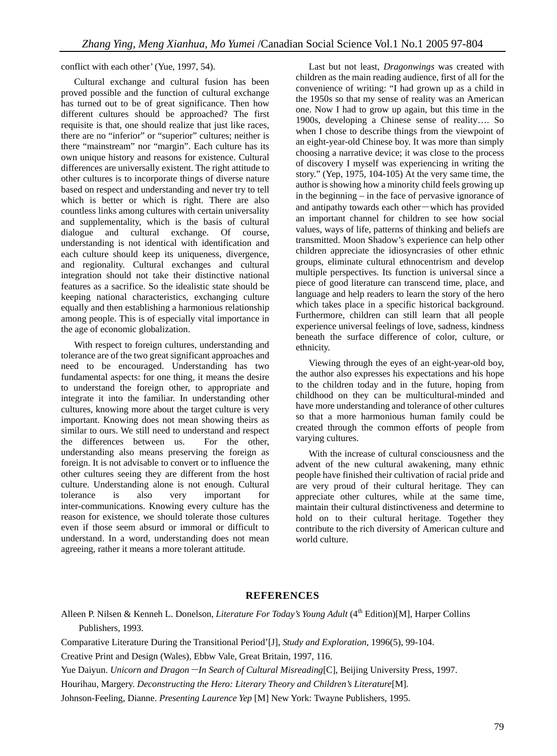conflict with each other' (Yue, 1997, 54).

Cultural exchange and cultural fusion has been proved possible and the function of cultural exchange has turned out to be of great significance. Then how different cultures should be approached? The first requisite is that, one should realize that just like races, there are no "inferior" or "superior" cultures; neither is there "mainstream" nor "margin". Each culture has its own unique history and reasons for existence. Cultural differences are universally existent. The right attitude to other cultures is to incorporate things of diverse nature based on respect and understanding and never try to tell which is better or which is right. There are also countless links among cultures with certain universality and supplementality, which is the basis of cultural dialogue and cultural exchange. Of course, understanding is not identical with identification and each culture should keep its uniqueness, divergence, and regionality. Cultural exchanges and cultural integration should not take their distinctive national features as a sacrifice. So the idealistic state should be keeping national characteristics, exchanging culture equally and then establishing a harmonious relationship among people. This is of especially vital importance in the age of economic globalization.

With respect to foreign cultures, understanding and tolerance are of the two great significant approaches and need to be encouraged. Understanding has two fundamental aspects: for one thing, it means the desire to understand the foreign other, to appropriate and integrate it into the familiar. In understanding other cultures, knowing more about the target culture is very important. Knowing does not mean showing theirs as similar to ours. We still need to understand and respect the differences between us. For the other, understanding also means preserving the foreign as foreign. It is not advisable to convert or to influence the other cultures seeing they are different from the host culture. Understanding alone is not enough. Cultural tolerance is also very important for inter-communications. Knowing every culture has the reason for existence, we should tolerate those cultures even if those seem absurd or immoral or difficult to understand. In a word, understanding does not mean agreeing, rather it means a more tolerant attitude.

Last but not least, *Dragonwings* was created with children as the main reading audience, first of all for the convenience of writing: "I had grown up as a child in the 1950s so that my sense of reality was an American one. Now I had to grow up again, but this time in the 1900s, developing a Chinese sense of reality…. So when I chose to describe things from the viewpoint of an eight-year-old Chinese boy. It was more than simply choosing a narrative device; it was close to the process of discovery I myself was experiencing in writing the story." (Yep, 1975, 104-105) At the very same time, the author is showing how a minority child feels growing up in the beginning – in the face of pervasive ignorance of and antipathy towards each other—which has provided an important channel for children to see how social values, ways of life, patterns of thinking and beliefs are transmitted. Moon Shadow's experience can help other children appreciate the idiosyncrasies of other ethnic groups, eliminate cultural ethnocentrism and develop multiple perspectives. Its function is universal since a piece of good literature can transcend time, place, and language and help readers to learn the story of the hero which takes place in a specific historical background. Furthermore, children can still learn that all people experience universal feelings of love, sadness, kindness beneath the surface difference of color, culture, or ethnicity.

Viewing through the eyes of an eight-year-old boy, the author also expresses his expectations and his hope to the children today and in the future, hoping from childhood on they can be multicultural-minded and have more understanding and tolerance of other cultures so that a more harmonious human family could be created through the common efforts of people from varying cultures.

With the increase of cultural consciousness and the advent of the new cultural awakening, many ethnic people have finished their cultivation of racial pride and are very proud of their cultural heritage. They can appreciate other cultures, while at the same time, maintain their cultural distinctiveness and determine to hold on to their cultural heritage. Together they contribute to the rich diversity of American culture and world culture.

## REFERENCES

Alleen P. Nilsen & Kenneh L. Donelson, *Literature For Today's Young Adult* (4th Edition)[M], Harper Collins Publishers, 1993.

Comparative Literature During the Transitional Period'[J], *Study and Exploration*, 1996(5), 99-104.

Creative Print and Design (Wales), Ebbw Vale, Great Britain, 1997, 116.

Yue Daiyun. *Unicorn and Dragon—In Search of Cultural Misreading*[C], Beijing University Press, 1997.

Hourihau, Margery. *Deconstructing the Hero: Literary Theory and Children's Literature*[M].

Johnson-Feeling, Dianne. *Presenting Laurence Yep* [M] New York: Twayne Publishers, 1995.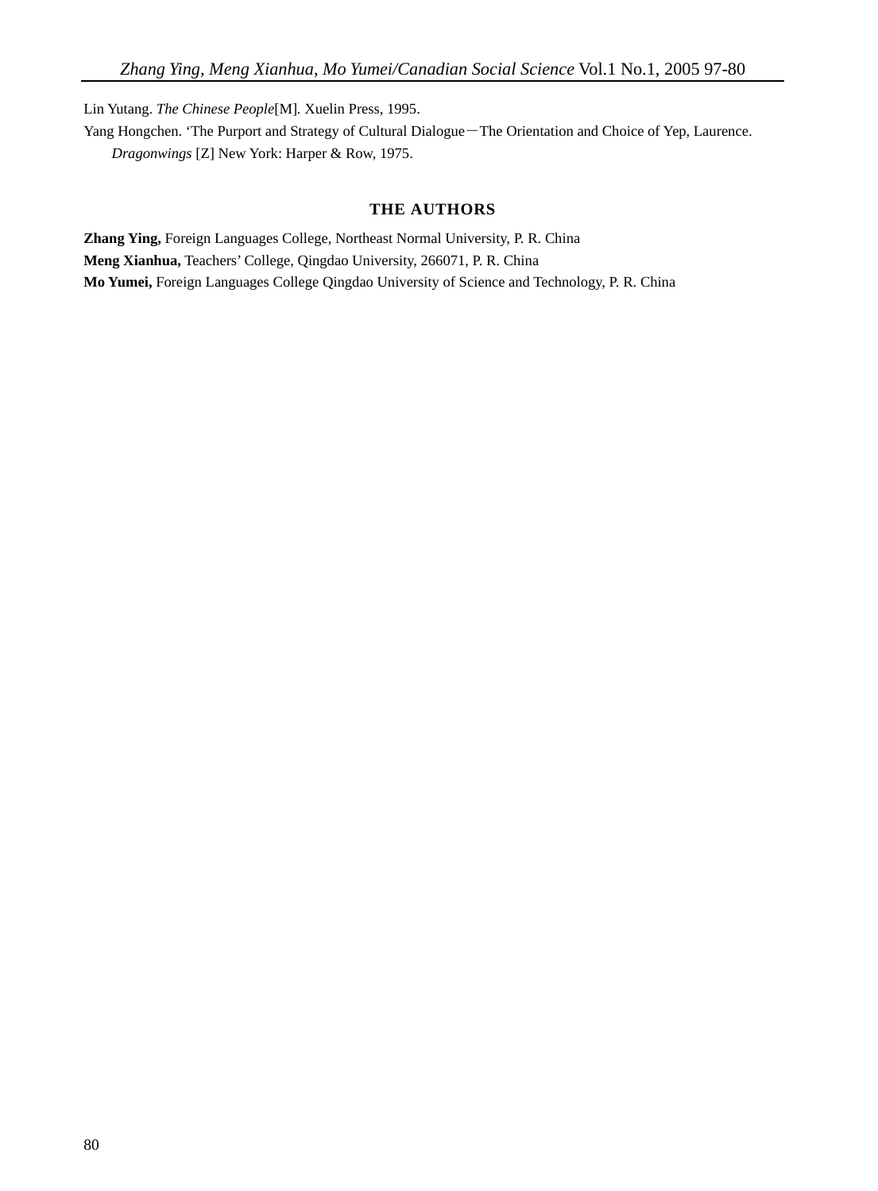Lin Yutang. *The Chinese People*[M]. Xuelin Press, 1995.

Yang Hongchen. 'The Purport and Strategy of Cultural Dialogue－The Orientation and Choice of Yep, Laurence. *Dragonwings* [Z] New York: Harper & Row, 1975.

## THE AUTHORS

**Zhang Ying,** Foreign Languages College, Northeast Normal University, P. R. China

**Meng Xianhua,** Teachers' College, Qingdao University, 266071, P. R. China

**Mo Yumei,** Foreign Languages College Qingdao University of Science and Technology, P. R. China